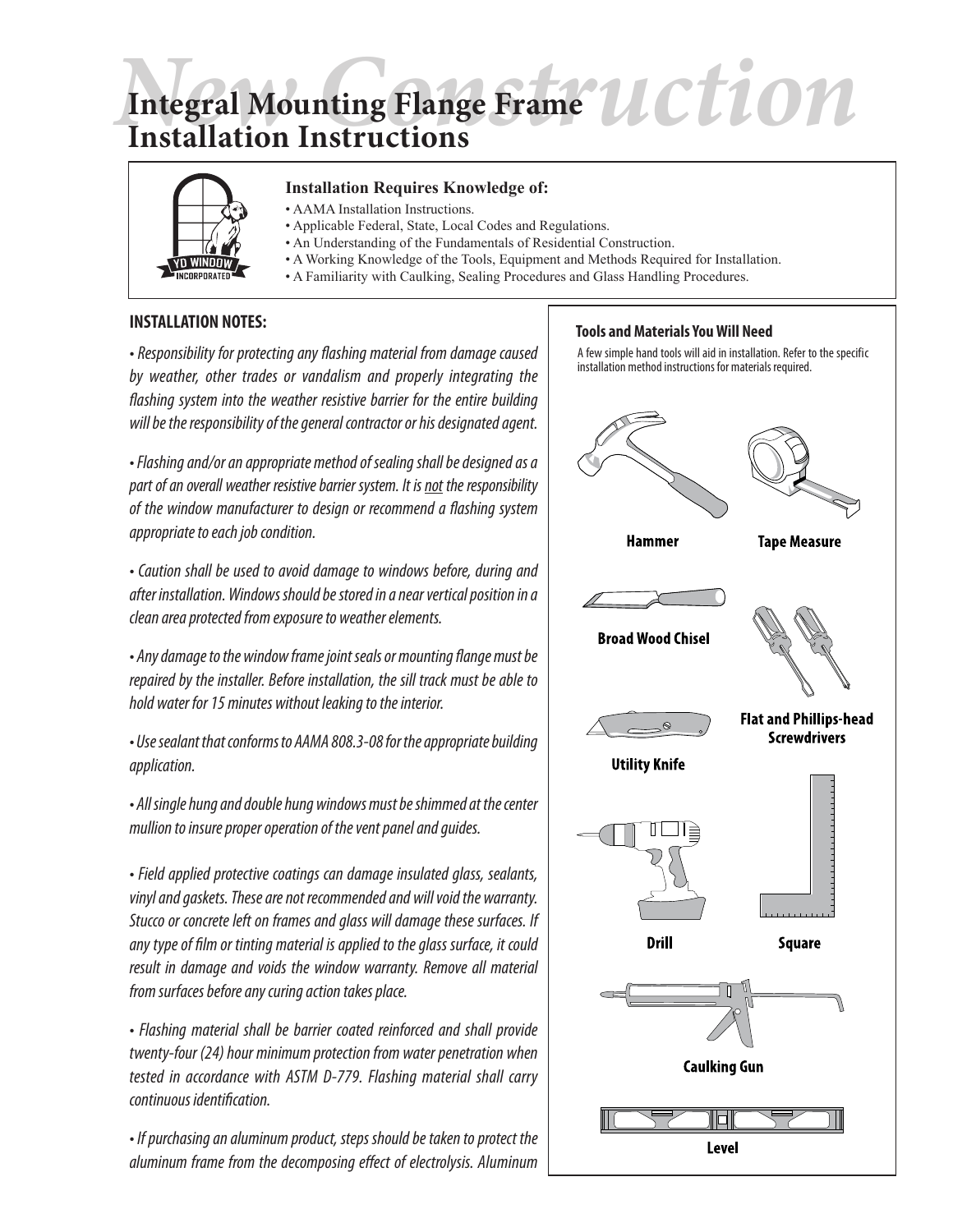# Integral Mounting Flange Frame Installation Instructions

New Construction

YD WINDOW INCORPORATED

**Installation Requires Knowledge of:**

- AAMA Installation Instructions.
- Applicable Federal, State, Local Codes and Regulations.
- An Understanding of the Fundamentals of Residential Construction.
- A Working Knowledge of the Tools, Equipment and Methods Required for Installation.
- A Familiarity with Caulking, Sealing Procedures and Glass Handling Procedures.

## INSTALLATION NOTES:

*• Responsibility for protecting any flashing material from damage caused by weather, other trades or vandalism and properly integrating the flashing system into the weather resistive barrier for the entire building will be the responsibility of the general contractor or his designated agent.*

*• Flashing and/or an appropriate method of sealing shall be designed as a part of an overall weather resistive barrier system. It is not the responsibility of the window manufacturer to design or recommend a flashing system appropriate to each job condition.*

*• Caution shall be used to avoid damage to windows before, during and after installation. Windows should be stored in a near vertical position in a clean area protected from exposure to weather elements.*

*• Any damage to the window frame joint seals or mounting flange must be repaired by the installer. Before installation, the sill track must be able to hold water for 15 minutes without leaking to the interior.*

*• Use sealant that conforms to AAMA 808.3-08 for the appropriate building application.*

*• All single hung and double hung windows must be shimmed at the center mullion to insure proper operation of the vent panel and guides.*

*• Field applied protective coatings can damage insulated glass, sealants, vinyl and gaskets. These are not recommended and will void the warranty. Stucco or concrete left on frames and glass will damage these surfaces. If any type of film or tinting material is applied to the glass surface, it could result in damage and voids the window warranty. Remove all material from surfaces before any curing action takes place.*

*• Flashing material shall be barrier coated reinforced and shall provide twenty-four (24) hour minimum protection from water penetration when tested in accordance with ASTM D-779. Flashing material shall carry continuous identification.*

*• If purchasing an aluminum product, steps should be taken to protect the aluminum frame from the decomposing effect of electrolysis. Aluminum*

### Tools and Materials You Will Need

A few simple hand tools will aid in installation. Refer to the specific installation method instructions for materials required.

- Hammer
- Tape Measure
- Broad Wood Chisel
- Flat and Phillips-head Screwdrivers
- Utility Knife
- Drill
- Square
- Caulking Gun
- Level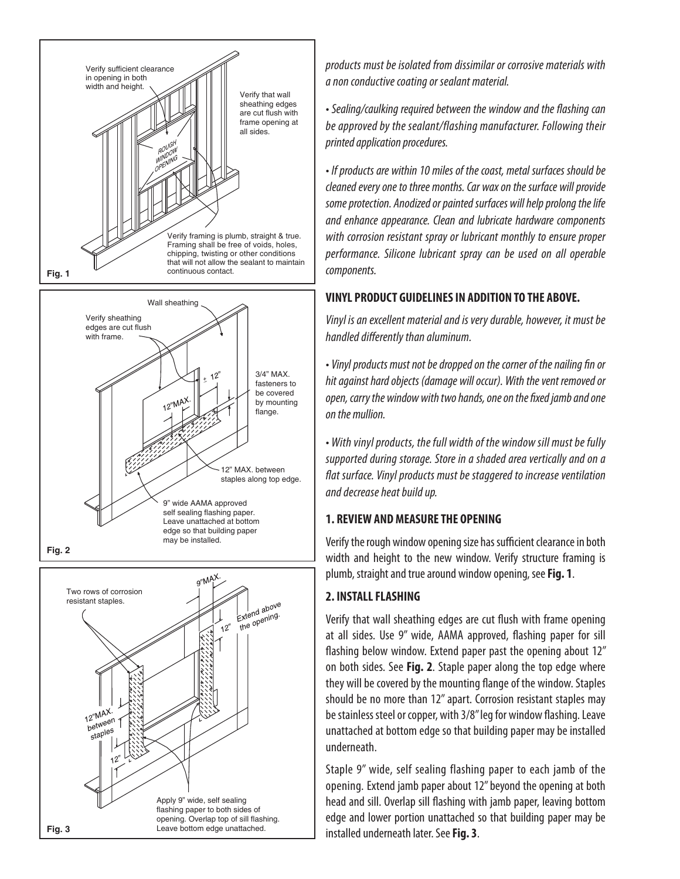*products must be isolated from dissimilar or corrosive materials with a non conductive coating or sealant material.*

*• Sealing/caulking required between the window and the flashing can be approved by the sealant/flashing manufacturer. Following their printed application procedures.*

*• If products are within 10 miles of the coast, metal surfaces should be cleaned every one to three months. Car wax on the surface will provide some protection. Anodized or painted surfaces will help prolong the life and enhance appearance. Clean and lubricate hardware components with corrosion resistant spray or lubricant monthly to ensure proper performance. Silicone lubricant spray can be used on all operable components.*

## VINYL PRODUCT GUIDELINES IN ADDITION TO THE ABOVE.

*Vinyl is an excellent material and is very durable, however, it must be handled differently than aluminum.*

*• Vinyl products must not be dropped on the corner of the nailing fin or hit against hard objects (damage will occur). With the vent removed or open, carry the window with two hands, one on the fixed jamb and one on the mullion.*

*• With vinyl products, the full width of the window sill must be fully supported during storage. Store in a shaded area vertically and on a flat surface. Vinyl products must be staggered to increase ventilation and decrease heat build up.*

## 1. REVIEW AND MEASURE THE OPENING

Verify the rough window opening size has sufficient clearance in both width and height to the new window. Verify structure framing is plumb, straight and true around window opening, see **Fig. 1**.

## 2. INSTALL FLASHING

Verify that wall sheathing edges are cut flush with frame opening at all sides. Use 9" wide, AAMA approved, flashing paper for sill flashing below window. Extend paper past the opening about 12" on both sides. See **Fig. 2**. Staple paper along the top edge where they will be covered by the mounting flange of the window. Staples should be no more than 12" apart. Corrosion resistant staples may be stainless steel or copper, with 3/8" leg for window flashing. Leave unattached at bottom edge so that building paper may be installed underneath.

Staple 9" wide, self sealing flashing paper to each jamb of the opening. Extend jamb paper about 12" beyond the opening at both head and sill. Overlap sill flashing with jamb paper, leaving bottom edge and lower portion unattached so that building paper may be installed underneath later. See **Fig. 3**.

Fig. 1 — Verify sufficient clearance in opening in both width and height. Verify that wall sheathing edges are cut flush with frame opening at all sides. ROUGH WINDOW OPENING. Verify framing is plumb, straight & true. Framing shall be free of voids, holes, chipping, twisting or other conditions that will not allow the sealant to maintain continuous contact.

Fig. 2 — Wall sheathing. Verify sheathing edges are cut flush with frame. ± 12". 12"MAX. 3/4" MAX. fasteners to be covered by mounting flange. 12" MAX. between staples along top edge. 9" wide AAMA approved self sealing flashing paper. Leave unattached at bottom edge so that building paper may be installed.

Fig. 3 — Two rows of corrosion resistant staples. 9"MAX. 12". Extend above the opening. 12"MAX. between staples. 12". Apply 9" wide, self sealing flashing paper to both sides of opening. Overlap top of sill flashing. Leave bottom edge unattached.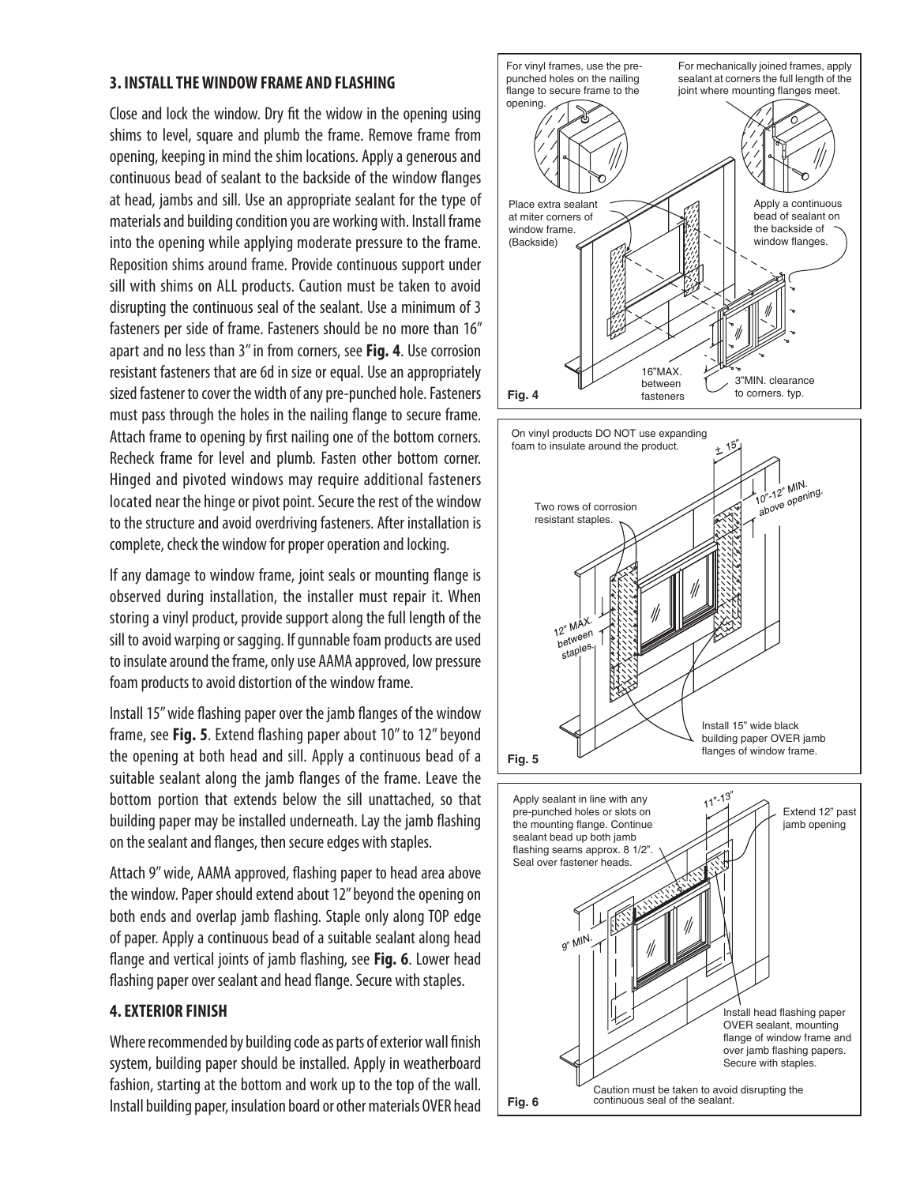### 3. INSTALL THE WINDOW FRAME AND FLASHING

Close and lock the window. Dry fit the widow in the opening using shims to level, square and plumb the frame. Remove frame from opening, keeping in mind the shim locations. Apply a generous and continuous bead of sealant to the backside of the window flanges at head, jambs and sill. Use an appropriate sealant for the type of materials and building condition you are working with. Install frame into the opening while applying moderate pressure to the frame. Reposition shims around frame. Provide continuous support under sill with shims on ALL products. Caution must be taken to avoid disrupting the continuous seal of the sealant. Use a minimum of 3 fasteners per side of frame. Fasteners should be no more than 16" apart and no less than 3" in from corners, see **Fig. 4**. Use corrosion resistant fasteners that are 6d in size or equal. Use an appropriately sized fastener to cover the width of any pre-punched hole. Fasteners must pass through the holes in the nailing flange to secure frame. Attach frame to opening by first nailing one of the bottom corners. Recheck frame for level and plumb. Fasten other bottom corner. Hinged and pivoted windows may require additional fasteners located near the hinge or pivot point. Secure the rest of the window to the structure and avoid overdriving fasteners. After installation is complete, check the window for proper operation and locking.

If any damage to window frame, joint seals or mounting flange is observed during installation, the installer must repair it. When storing a vinyl product, provide support along the full length of the sill to avoid warping or sagging. If gunnable foam products are used to insulate around the frame, only use AAMA approved, low pressure foam products to avoid distortion of the window frame.

Install 15" wide flashing paper over the jamb flanges of the window frame, see **Fig. 5**. Extend flashing paper about 10" to 12" beyond the opening at both head and sill. Apply a continuous bead of a suitable sealant along the jamb flanges of the frame. Leave the bottom portion that extends below the sill unattached, so that building paper may be installed underneath. Lay the jamb flashing on the sealant and flanges, then secure edges with staples.

Attach 9" wide, AAMA approved, flashing paper to head area above the window. Paper should extend about 12" beyond the opening on both ends and overlap jamb flashing. Staple only along TOP edge of paper. Apply a continuous bead of a suitable sealant along head flange and vertical joints of jamb flashing, see **Fig. 6**. Lower head flashing paper over sealant and head flange. Secure with staples.

### 4. EXTERIOR FINISH

Where recommended by building code as parts of exterior wall finish system, building paper should be installed. Apply in weatherboard fashion, starting at the bottom and work up to the top of the wall. Install building paper, insulation board or other materials OVER head

For vinyl frames, use the pre-punched holes on the nailing flange to secure frame to the opening.

For mechanically joined frames, apply sealant at corners the full length of the joint where mounting flanges meet.

Place extra sealant at miter corners of window frame. (Backside)

Apply a continuous bead of sealant on the backside of window flanges.

16"MAX. between fasteners

3"MIN. clearance to corners. typ.

**Fig. 4**

On vinyl products DO NOT use expanding foam to insulate around the product.

± 15"

10"-12" MIN. above opening.

Two rows of corrosion resistant staples.

12" MAX. between staples.

Install 15" wide black building paper OVER jamb flanges of window frame.

**Fig. 5**

Apply sealant in line with any pre-punched holes or slots on the mounting flange. Continue sealant bead up both jamb flashing seams approx. 8 1/2". Seal over fastener heads.

11"-13"

Extend 12" past jamb opening

9" MIN.

Install head flashing paper OVER sealant, mounting flange of window frame and over jamb flashing papers. Secure with staples.

Caution must be taken to avoid disrupting the continuous seal of the sealant.

**Fig. 6**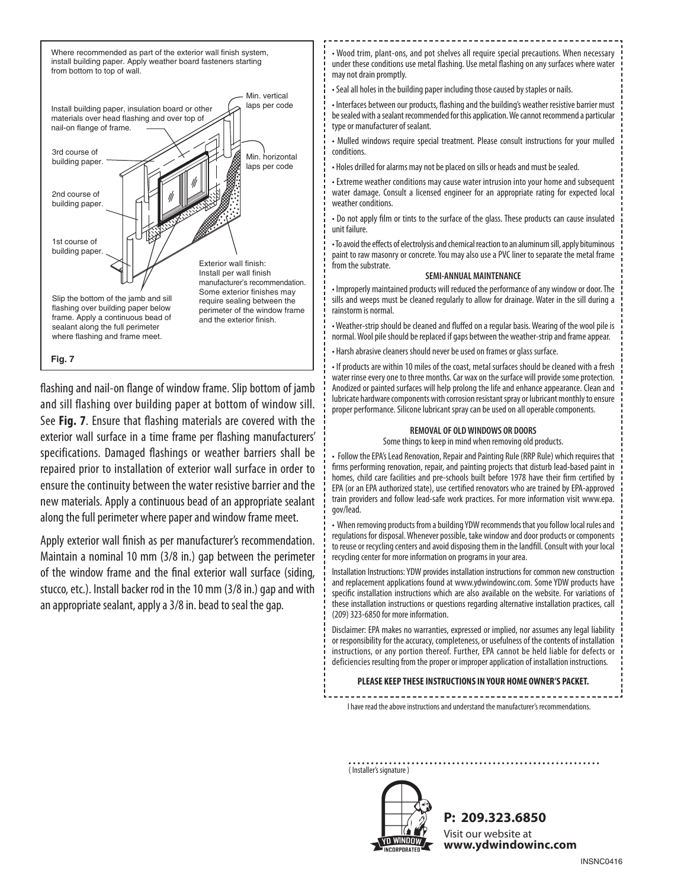Where recommended as part of the exterior wall finish system, install building paper. Apply weather board fasteners starting from bottom to top of wall.

Install building paper, insulation board or other materials over head flashing and over top of nail-on flange of frame.

Min. vertical laps per code

3rd course of building paper.

Min. horizontal laps per code

2nd course of building paper.

1st course of building paper.

Exterior wall finish: Install per wall finish manufacturer's recommendation. Some exterior finishes may require sealing between the perimeter of the window frame and the exterior finish.

Slip the bottom of the jamb and sill flashing over building paper below frame. Apply a continuous bead of sealant along the full perimeter where flashing and frame meet.

**Fig. 7**

flashing and nail-on flange of window frame. Slip bottom of jamb and sill flashing over building paper at bottom of window sill. See **Fig. 7**. Ensure that flashing materials are covered with the exterior wall surface in a time frame per flashing manufacturers' specifications. Damaged flashings or weather barriers shall be repaired prior to installation of exterior wall surface in order to ensure the continuity between the water resistive barrier and the new materials. Apply a continuous bead of an appropriate sealant along the full perimeter where paper and window frame meet.

Apply exterior wall finish as per manufacturer's recommendation. Maintain a nominal 10 mm (3/8 in.) gap between the perimeter of the window frame and the final exterior wall surface (siding, stucco, etc.). Install backer rod in the 10 mm (3/8 in.) gap and with an appropriate sealant, apply a 3/8 in. bead to seal the gap.

- Wood trim, plant-ons, and pot shelves all require special precautions. When necessary under these conditions use metal flashing. Use metal flashing on any surfaces where water may not drain promptly.
- Seal all holes in the building paper including those caused by staples or nails.
- Interfaces between our products, flashing and the building's weather resistive barrier must be sealed with a sealant recommended for this application. We cannot recommend a particular type or manufacturer of sealant.
- Mulled windows require special treatment. Please consult instructions for your mulled conditions.
- Holes drilled for alarms may not be placed on sills or heads and must be sealed.
- Extreme weather conditions may cause water intrusion into your home and subsequent water damage. Consult a licensed engineer for an appropriate rating for expected local weather conditions.
- Do not apply film or tints to the surface of the glass. These products can cause insulated unit failure.
- To avoid the effects of electrolysis and chemical reaction to an aluminum sill, apply bituminous paint to raw masonry or concrete. You may also use a PVC liner to separate the metal frame from the substrate.

**SEMI-ANNUAL MAINTENANCE**

- Improperly maintained products will reduced the performance of any window or door. The sills and weeps must be cleaned regularly to allow for drainage. Water in the sill during a rainstorm is normal.
- Weather-strip should be cleaned and fluffed on a regular basis. Wearing of the wool pile is normal. Wool pile should be replaced if gaps between the weather-strip and frame appear.
- Harsh abrasive cleaners should never be used on frames or glass surface.
- If products are within 10 miles of the coast, metal surfaces should be cleaned with a fresh water rinse every one to three months. Car wax on the surface will provide some protection. Anodized or painted surfaces will help prolong the life and enhance appearance. Clean and lubricate hardware components with corrosion resistant spray or lubricant monthly to ensure proper performance. Silicone lubricant spray can be used on all operable components.

**REMOVAL OF OLD WINDOWS OR DOORS**

Some things to keep in mind when removing old products.

- Follow the EPA's Lead Renovation, Repair and Painting Rule (RRP Rule) which requires that firms performing renovation, repair, and painting projects that disturb lead-based paint in homes, child care facilities and pre-schools built before 1978 have their firm certified by EPA (or an EPA authorized state), use certified renovators who are trained by EPA-approved train providers and follow lead-safe work practices. For more information visit www.epa.gov/lead.
- When removing products from a building YDW recommends that you follow local rules and regulations for disposal. Whenever possible, take window and door products or components to reuse or recycling centers and avoid disposing them in the landfill. Consult with your local recycling center for more information on programs in your area.

Installation Instructions: YDW provides installation instructions for common new construction and replacement applications found at www.ydwindowinc.com. Some YDW products have specific installation instructions which are also available on the website. For variations of these installation instructions or questions regarding alternative installation practices, call (209) 323-6850 for more information.

Disclaimer: EPA makes no warranties, expressed or implied, nor assumes any legal liability or responsibility for the accuracy, completeness, or usefulness of the contents of installation instructions, or any portion thereof. Further, EPA cannot be held liable for defects or deficiencies resulting from the proper or improper application of installation instructions.

**PLEASE KEEP THESE INSTRUCTIONS IN YOUR HOME OWNER'S PACKET.**

I have read the above instructions and understand the manufacturer's recommendations.

( Installer's signature )

YD WINDOW INCORPORATED

**P: 209.323.6850**

Visit our website at
**www.ydwindowinc.com**

INSNC0416